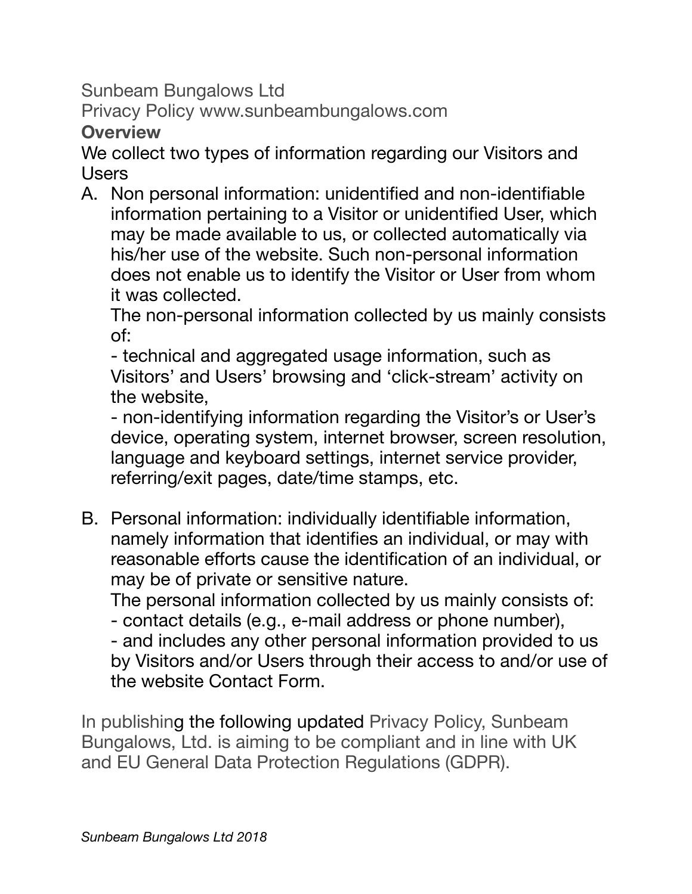Sunbeam Bungalows Ltd

Privacy Policy www.sunbeambungalows.com

**Overview**

We collect two types of information regarding our Visitors and Users

A. Non personal information: unidentified and non-identifiable information pertaining to a Visitor or unidentified User, which may be made available to us, or collected automatically via his/her use of the website. Such non-personal information does not enable us to identify the Visitor or User from whom it was collected.

   The non-personal information collected by us mainly consists of:

   - technical and aggregated usage information, such as Visitors' and Users' browsing and 'click-stream' activity on the website,
   - non-identifying information regarding the Visitor's or User's device, operating system, internet browser, screen resolution, language and keyboard settings, internet service provider, referring/exit pages, date/time stamps, etc.

B. Personal information: individually identifiable information, namely information that identifies an individual, or may with reasonable efforts cause the identification of an individual, or may be of private or sensitive nature.

   The personal information collected by us mainly consists of:

   - contact details (e.g., e-mail address or phone number),
   - and includes any other personal information provided to us by Visitors and/or Users through their access to and/or use of the website Contact Form.

In publishing the following updated Privacy Policy, Sunbeam Bungalows, Ltd. is aiming to be compliant and in line with UK and EU General Data Protection Regulations (GDPR).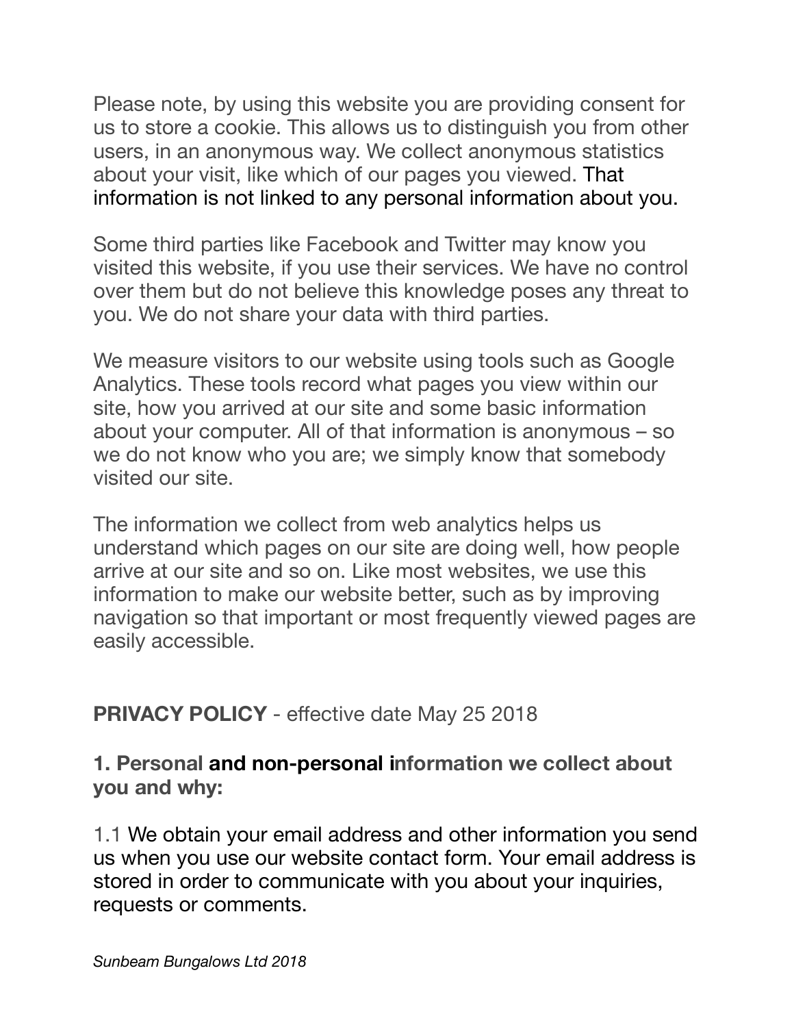Please note, by using this website you are providing consent for us to store a cookie. This allows us to distinguish you from other users, in an anonymous way. We collect anonymous statistics about your visit, like which of our pages you viewed. That information is not linked to any personal information about you.

Some third parties like Facebook and Twitter may know you visited this website, if you use their services. We have no control over them but do not believe this knowledge poses any threat to you. We do not share your data with third parties.

We measure visitors to our website using tools such as Google Analytics. These tools record what pages you view within our site, how you arrived at our site and some basic information about your computer. All of that information is anonymous – so we do not know who you are; we simply know that somebody visited our site.

The information we collect from web analytics helps us understand which pages on our site are doing well, how people arrive at our site and so on. Like most websites, we use this information to make our website better, such as by improving navigation so that important or most frequently viewed pages are easily accessible.

**PRIVACY POLICY** - effective date May 25 2018

**1. Personal and non-personal information we collect about you and why:**

1.1 We obtain your email address and other information you send us when you use our website contact form. Your email address is stored in order to communicate with you about your inquiries, requests or comments.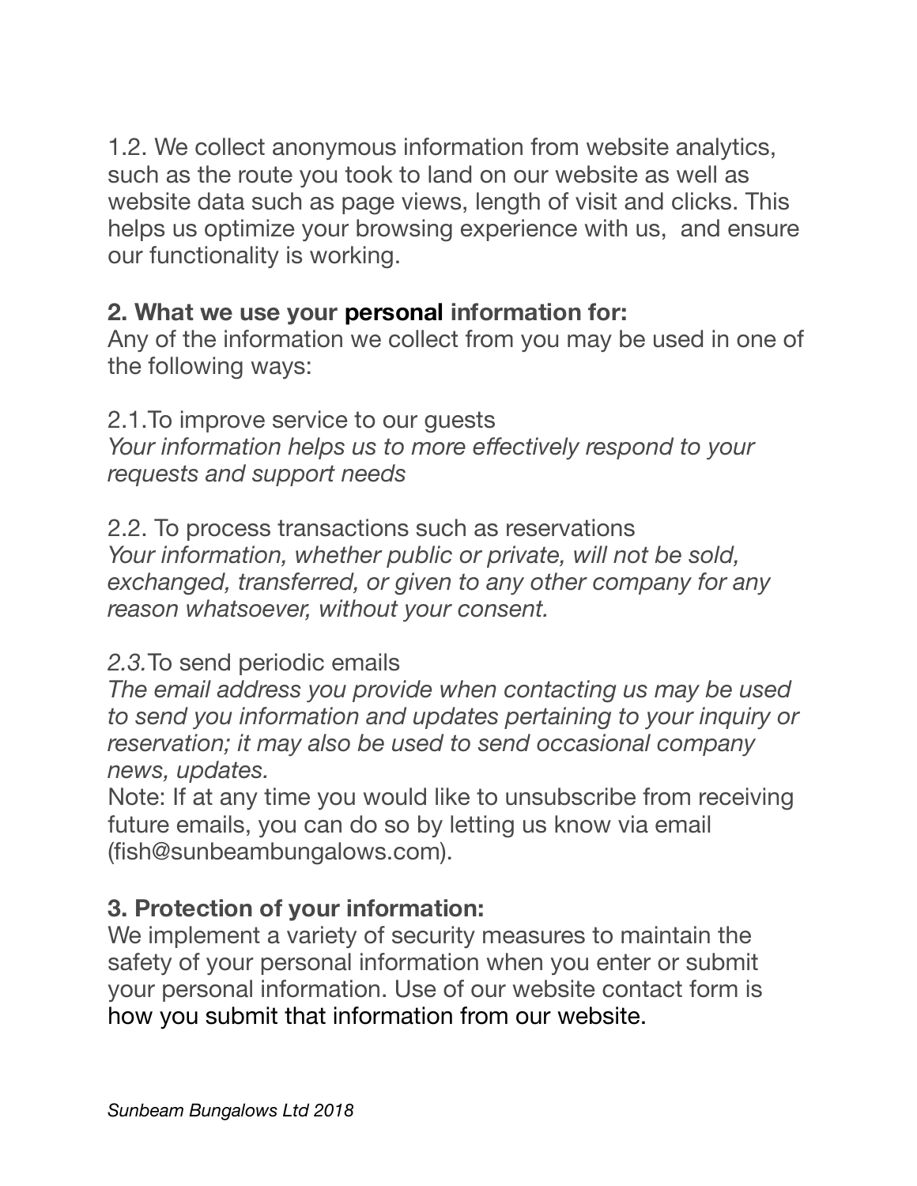1.2. We collect anonymous information from website analytics, such as the route you took to land on our website as well as website data such as page views, length of visit and clicks. This helps us optimize your browsing experience with us,  and ensure our functionality is working.

**2. What we use your personal information for:**

Any of the information we collect from you may be used in one of the following ways:

2.1.To improve service to our guests

*Your information helps us to more effectively respond to your requests and support needs*

2.2. To process transactions such as reservations

*Your information, whether public or private, will not be sold, exchanged, transferred, or given to any other company for any reason whatsoever, without your consent.*

*2.3.*To send periodic emails

*The email address you provide when contacting us may be used to send you information and updates pertaining to your inquiry or reservation; it may also be used to send occasional company news, updates.*

Note: If at any time you would like to unsubscribe from receiving future emails, you can do so by letting us know via email (fish@sunbeambungalows.com).

**3. Protection of your information:**

We implement a variety of security measures to maintain the safety of your personal information when you enter or submit your personal information. Use of our website contact form is how you submit that information from our website.

*Sunbeam Bungalows Ltd 2018*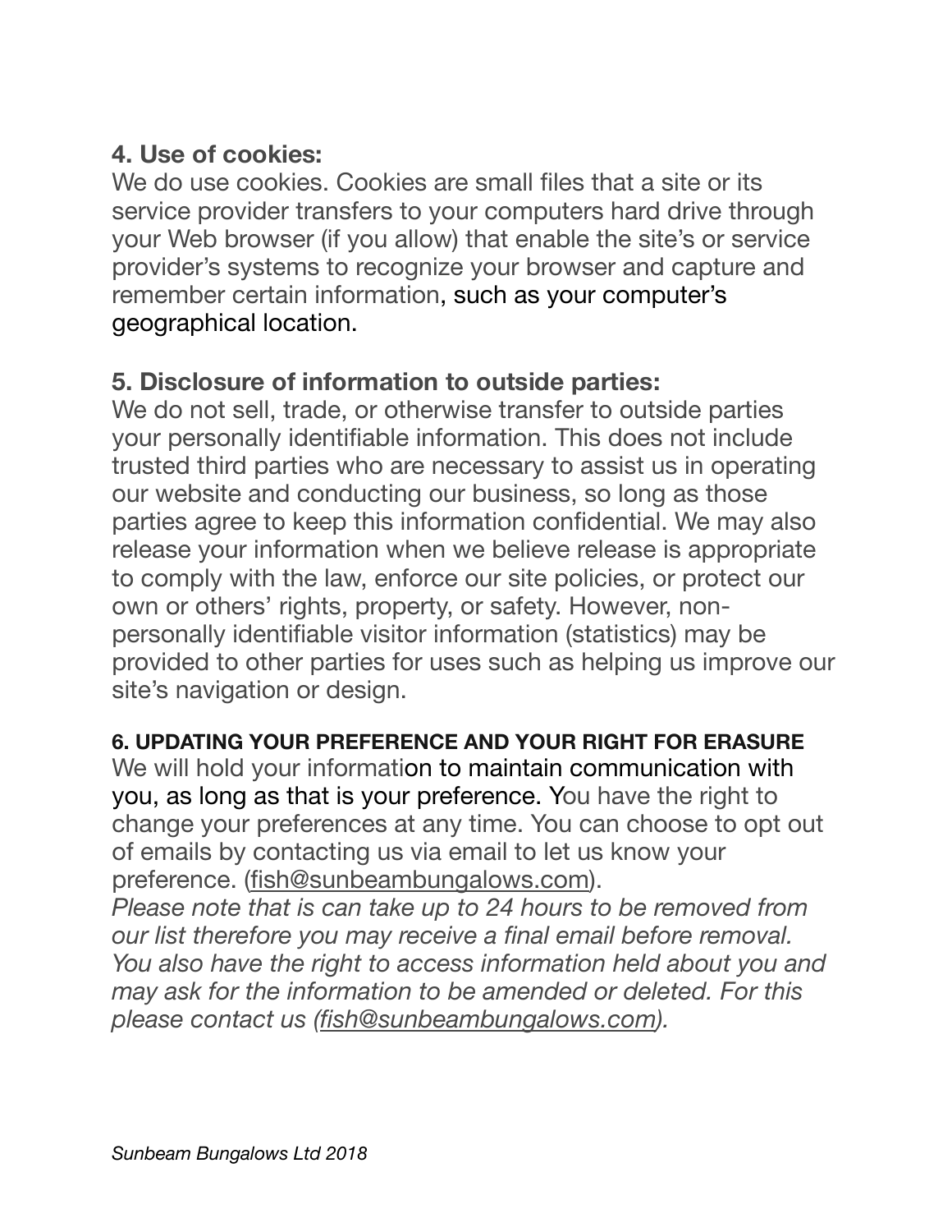**4. Use of cookies:**

We do use cookies. Cookies are small files that a site or its service provider transfers to your computers hard drive through your Web browser (if you allow) that enable the site's or service provider's systems to recognize your browser and capture and remember certain information, such as your computer's geographical location.

**5. Disclosure of information to outside parties:**

We do not sell, trade, or otherwise transfer to outside parties your personally identifiable information. This does not include trusted third parties who are necessary to assist us in operating our website and conducting our business, so long as those parties agree to keep this information confidential. We may also release your information when we believe release is appropriate to comply with the law, enforce our site policies, or protect our own or others' rights, property, or safety. However, non-personally identifiable visitor information (statistics) may be provided to other parties for uses such as helping us improve our site's navigation or design.

**6. UPDATING YOUR PREFERENCE AND YOUR RIGHT FOR ERASURE**

We will hold your information to maintain communication with you, as long as that is your preference. You have the right to change your preferences at any time. You can choose to opt out of emails by contacting us via email to let us know your preference. (fish@sunbeambungalows.com).

*Please note that is can take up to 24 hours to be removed from our list therefore you may receive a final email before removal. You also have the right to access information held about you and may ask for the information to be amended or deleted. For this please contact us (fish@sunbeambungalows.com).*

*Sunbeam Bungalows Ltd 2018*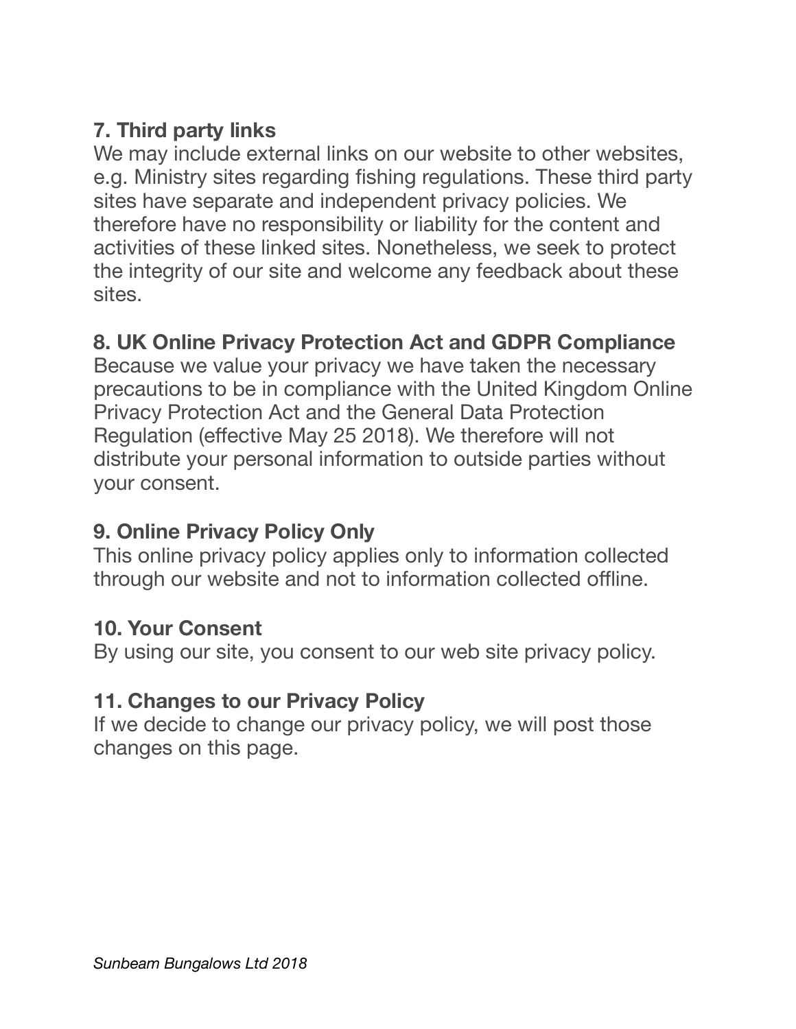### 7. Third party links

We may include external links on our website to other websites, e.g. Ministry sites regarding fishing regulations. These third party sites have separate and independent privacy policies. We therefore have no responsibility or liability for the content and activities of these linked sites. Nonetheless, we seek to protect the integrity of our site and welcome any feedback about these sites.

### 8. UK Online Privacy Protection Act and GDPR Compliance

Because we value your privacy we have taken the necessary precautions to be in compliance with the United Kingdom Online Privacy Protection Act and the General Data Protection Regulation (effective May 25 2018). We therefore will not distribute your personal information to outside parties without your consent.

### 9. Online Privacy Policy Only

This online privacy policy applies only to information collected through our website and not to information collected offline.

### 10. Your Consent

By using our site, you consent to our web site privacy policy.

### 11. Changes to our Privacy Policy

If we decide to change our privacy policy, we will post those changes on this page.

*Sunbeam Bungalows Ltd 2018*